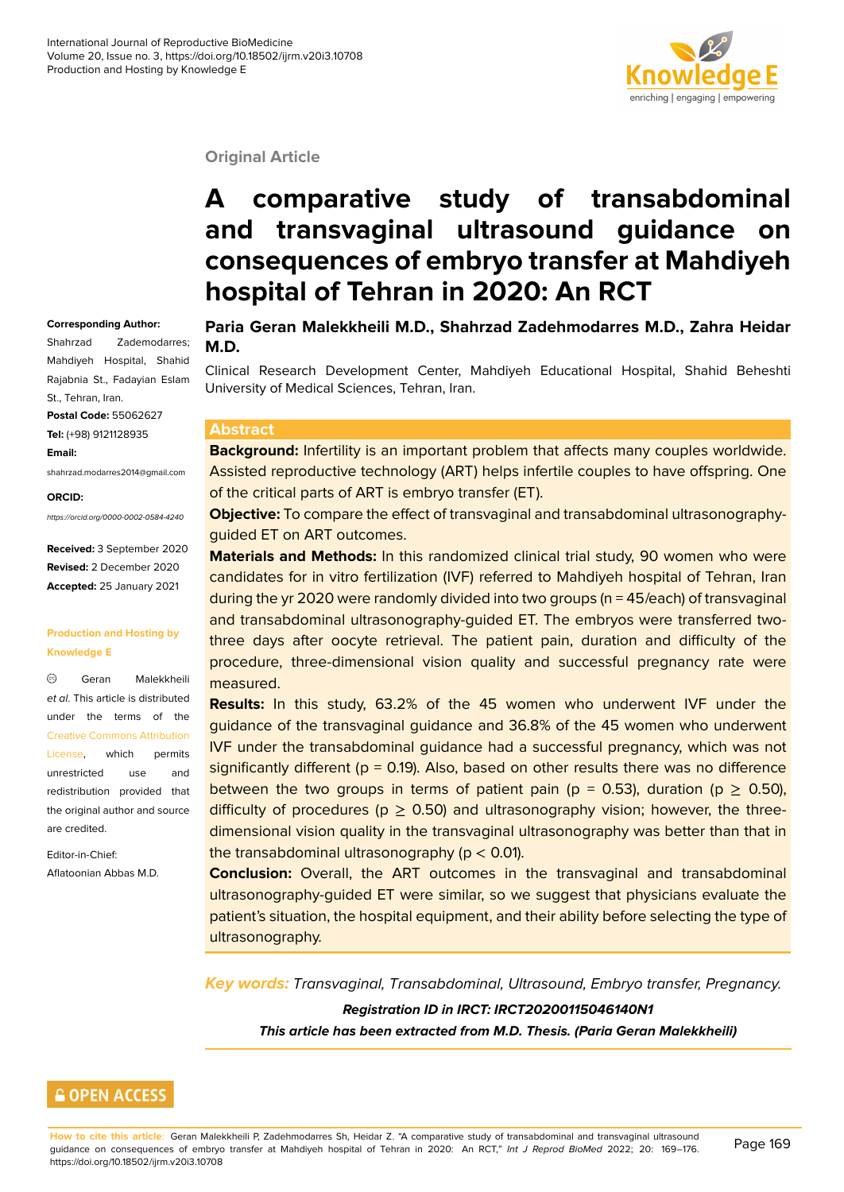Original Article

# A comparative study of transabdominal and transvaginal ultrasound guidance on consequences of embryo transfer at Mahdiyeh hospital of Tehran in 2020: An RCT

**Paria Geran Malekkheili M.D., Shahrzad Zadehmodarres M.D., Zahra Heidar M.D.**

Clinical Research Development Center, Mahdiyeh Educational Hospital, Shahid Beheshti University of Medical Sciences, Tehran, Iran.

**Corresponding Author:**
Shahrzad Zademodarres; Mahdiyeh Hospital, Shahid Rajabnia St., Fadayian Eslam St., Tehran, Iran.
**Postal Code:** 55062627
**Tel:** (+98) 9121128935
**Email:**
shahrzad.modarres2014@gmail.com

**ORCID:**
*https://orcid.org/0000-0002-0584-4240*

**Received:** 3 September 2020
**Revised:** 2 December 2020
**Accepted:** 25 January 2021

**Production and Hosting by Knowledge E**

© Geran Malekkheili *et al.* This article is distributed under the terms of the Creative Commons Attribution License, which permits unrestricted use and redistribution provided that the original author and source are credited.

Editor-in-Chief:
Aflatoonian Abbas M.D.

## Abstract

**Background:** Infertility is an important problem that affects many couples worldwide. Assisted reproductive technology (ART) helps infertile couples to have offspring. One of the critical parts of ART is embryo transfer (ET).

**Objective:** To compare the effect of transvaginal and transabdominal ultrasonography-guided ET on ART outcomes.

**Materials and Methods:** In this randomized clinical trial study, 90 women who were candidates for in vitro fertilization (IVF) referred to Mahdiyeh hospital of Tehran, Iran during the yr 2020 were randomly divided into two groups (n = 45/each) of transvaginal and transabdominal ultrasonography-guided ET. The embryos were transferred two-three days after oocyte retrieval. The patient pain, duration and difficulty of the procedure, three-dimensional vision quality and successful pregnancy rate were measured.

**Results:** In this study, 63.2% of the 45 women who underwent IVF under the guidance of the transvaginal guidance and 36.8% of the 45 women who underwent IVF under the transabdominal guidance had a successful pregnancy, which was not significantly different ($p = 0.19$). Also, based on other results there was no difference between the two groups in terms of patient pain ($p = 0.53$), duration ($p \geq 0.50$), difficulty of procedures ($p \geq 0.50$) and ultrasonography vision; however, the three-dimensional vision quality in the transvaginal ultrasonography was better than that in the transabdominal ultrasonography ($p < 0.01$).

**Conclusion:** Overall, the ART outcomes in the transvaginal and transabdominal ultrasonography-guided ET were similar, so we suggest that physicians evaluate the patient's situation, the hospital equipment, and their ability before selecting the type of ultrasonography.

*Key words: Transvaginal, Transabdominal, Ultrasound, Embryo transfer, Pregnancy.*

***Registration ID in IRCT: IRCT20200115046140N1***

***This article has been extracted from M.D. Thesis. (Paria Geran Malekkheili)***

**How to cite this article**: Geran Malekkheili P, Zadehmodarres Sh, Heidar Z. "A comparative study of transabdominal and transvaginal ultrasound guidance on consequences of embryo transfer at Mahdiyeh hospital of Tehran in 2020: An RCT," *Int J Reprod BioMed* 2022; 20: 169–176. https://doi.org/10.18502/ijrm.v20i3.10708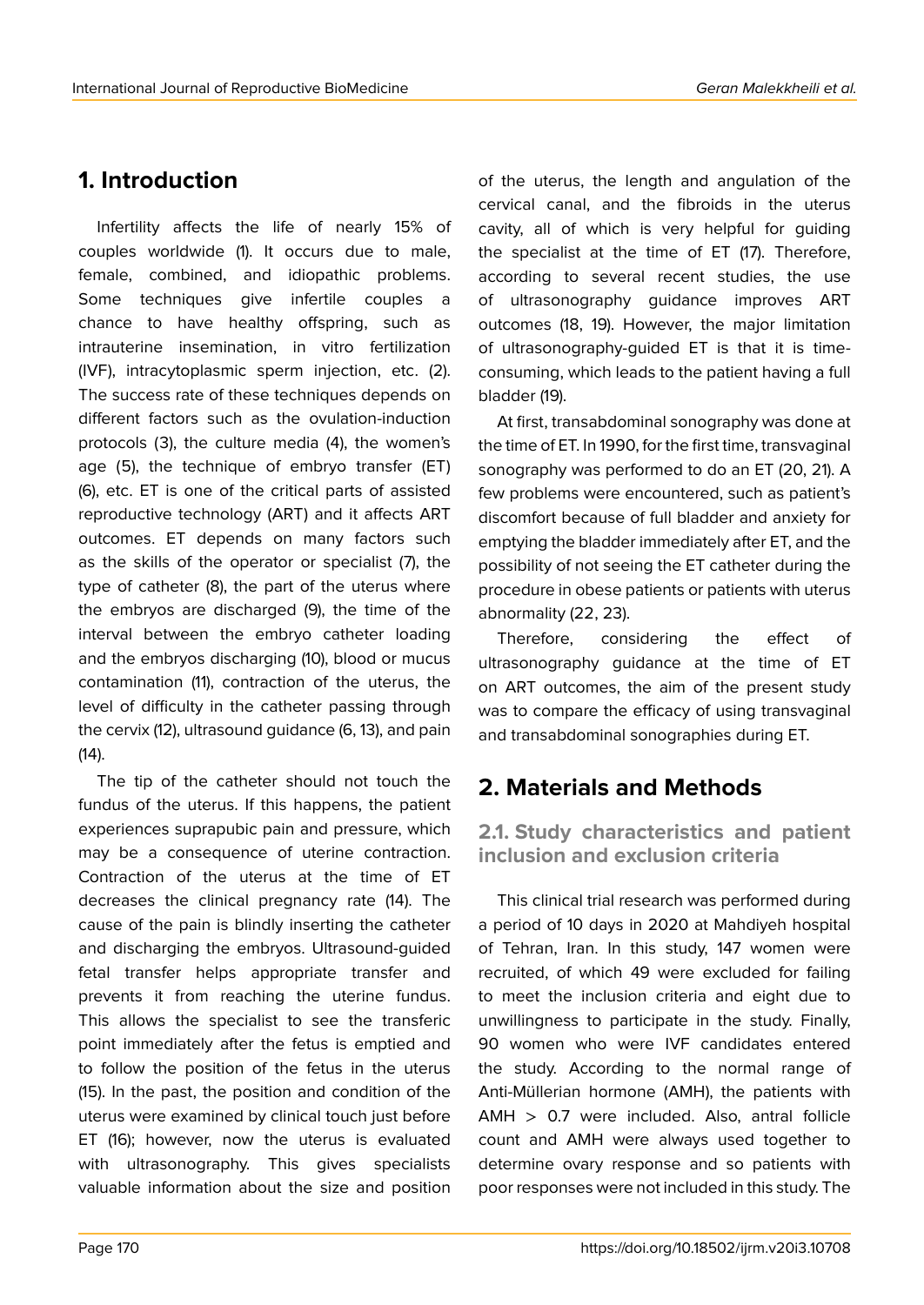## 1. Introduction

Infertility affects the life of nearly 15% of couples worldwide (1). It occurs due to male, female, combined, and idiopathic problems. Some techniques give infertile couples a chance to have healthy offspring, such as intrauterine insemination, in vitro fertilization (IVF), intracytoplasmic sperm injection, etc. (2). The success rate of these techniques depends on different factors such as the ovulation-induction protocols (3), the culture media (4), the women's age (5), the technique of embryo transfer (ET) (6), etc. ET is one of the critical parts of assisted reproductive technology (ART) and it affects ART outcomes. ET depends on many factors such as the skills of the operator or specialist (7), the type of catheter (8), the part of the uterus where the embryos are discharged (9), the time of the interval between the embryo catheter loading and the embryos discharging (10), blood or mucus contamination (11), contraction of the uterus, the level of difficulty in the catheter passing through the cervix (12), ultrasound guidance (6, 13), and pain (14).

The tip of the catheter should not touch the fundus of the uterus. If this happens, the patient experiences suprapubic pain and pressure, which may be a consequence of uterine contraction. Contraction of the uterus at the time of ET decreases the clinical pregnancy rate (14). The cause of the pain is blindly inserting the catheter and discharging the embryos. Ultrasound-guided fetal transfer helps appropriate transfer and prevents it from reaching the uterine fundus. This allows the specialist to see the transferic point immediately after the fetus is emptied and to follow the position of the fetus in the uterus (15). In the past, the position and condition of the uterus were examined by clinical touch just before ET (16); however, now the uterus is evaluated with ultrasonography. This gives specialists valuable information about the size and position of the uterus, the length and angulation of the cervical canal, and the fibroids in the uterus cavity, all of which is very helpful for guiding the specialist at the time of ET (17). Therefore, according to several recent studies, the use of ultrasonography guidance improves ART outcomes (18, 19). However, the major limitation of ultrasonography-guided ET is that it is time-consuming, which leads to the patient having a full bladder (19).

At first, transabdominal sonography was done at the time of ET. In 1990, for the first time, transvaginal sonography was performed to do an ET (20, 21). A few problems were encountered, such as patient's discomfort because of full bladder and anxiety for emptying the bladder immediately after ET, and the possibility of not seeing the ET catheter during the procedure in obese patients or patients with uterus abnormality (22, 23).

Therefore, considering the effect of ultrasonography guidance at the time of ET on ART outcomes, the aim of the present study was to compare the efficacy of using transvaginal and transabdominal sonographies during ET.

## 2. Materials and Methods

### 2.1. Study characteristics and patient inclusion and exclusion criteria

This clinical trial research was performed during a period of 10 days in 2020 at Mahdiyeh hospital of Tehran, Iran. In this study, 147 women were recruited, of which 49 were excluded for failing to meet the inclusion criteria and eight due to unwillingness to participate in the study. Finally, 90 women who were IVF candidates entered the study. According to the normal range of Anti-Müllerian hormone (AMH), the patients with AMH > 0.7 were included. Also, antral follicle count and AMH were always used together to determine ovary response and so patients with poor responses were not included in this study. The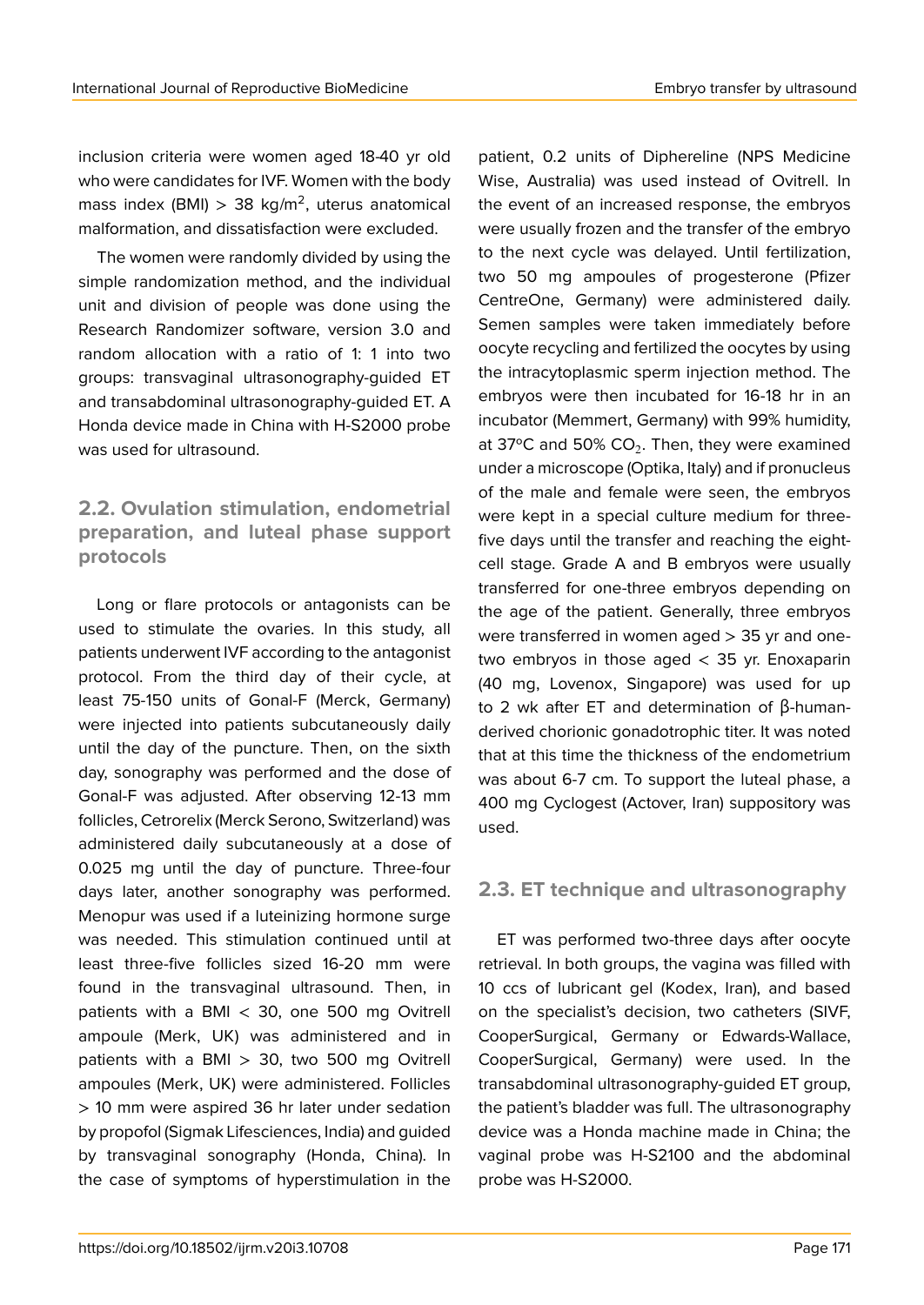inclusion criteria were women aged 18-40 yr old who were candidates for IVF. Women with the body mass index (BMI) > 38 kg/m$^2$, uterus anatomical malformation, and dissatisfaction were excluded.

The women were randomly divided by using the simple randomization method, and the individual unit and division of people was done using the Research Randomizer software, version 3.0 and random allocation with a ratio of 1: 1 into two groups: transvaginal ultrasonography-guided ET and transabdominal ultrasonography-guided ET. A Honda device made in China with H-S2000 probe was used for ultrasound.

## 2.2. Ovulation stimulation, endometrial preparation, and luteal phase support protocols

Long or flare protocols or antagonists can be used to stimulate the ovaries. In this study, all patients underwent IVF according to the antagonist protocol. From the third day of their cycle, at least 75-150 units of Gonal-F (Merck, Germany) were injected into patients subcutaneously daily until the day of the puncture. Then, on the sixth day, sonography was performed and the dose of Gonal-F was adjusted. After observing 12-13 mm follicles, Cetrorelix (Merck Serono, Switzerland) was administered daily subcutaneously at a dose of 0.025 mg until the day of puncture. Three-four days later, another sonography was performed. Menopur was used if a luteinizing hormone surge was needed. This stimulation continued until at least three-five follicles sized 16-20 mm were found in the transvaginal ultrasound. Then, in patients with a BMI < 30, one 500 mg Ovitrell ampoule (Merk, UK) was administered and in patients with a BMI > 30, two 500 mg Ovitrell ampoules (Merk, UK) were administered. Follicles > 10 mm were aspired 36 hr later under sedation by propofol (Sigmak Lifesciences, India) and guided by transvaginal sonography (Honda, China). In the case of symptoms of hyperstimulation in the patient, 0.2 units of Diphereline (NPS Medicine Wise, Australia) was used instead of Ovitrell. In the event of an increased response, the embryos were usually frozen and the transfer of the embryo to the next cycle was delayed. Until fertilization, two 50 mg ampoules of progesterone (Pfizer CentreOne, Germany) were administered daily. Semen samples were taken immediately before oocyte recycling and fertilized the oocytes by using the intracytoplasmic sperm injection method. The embryos were then incubated for 16-18 hr in an incubator (Memmert, Germany) with 99% humidity, at 37°C and 50% $CO_2$. Then, they were examined under a microscope (Optika, Italy) and if pronucleus of the male and female were seen, the embryos were kept in a special culture medium for three-five days until the transfer and reaching the eight-cell stage. Grade A and B embryos were usually transferred for one-three embryos depending on the age of the patient. Generally, three embryos were transferred in women aged > 35 yr and one-two embryos in those aged < 35 yr. Enoxaparin (40 mg, Lovenox, Singapore) was used for up to 2 wk after ET and determination of β-human-derived chorionic gonadotrophic titer. It was noted that at this time the thickness of the endometrium was about 6-7 cm. To support the luteal phase, a 400 mg Cyclogest (Actover, Iran) suppository was used.

## 2.3. ET technique and ultrasonography

ET was performed two-three days after oocyte retrieval. In both groups, the vagina was filled with 10 ccs of lubricant gel (Kodex, Iran), and based on the specialist's decision, two catheters (SIVF, CooperSurgical, Germany or Edwards-Wallace, CooperSurgical, Germany) were used. In the transabdominal ultrasonography-guided ET group, the patient's bladder was full. The ultrasonography device was a Honda machine made in China; the vaginal probe was H-S2100 and the abdominal probe was H-S2000.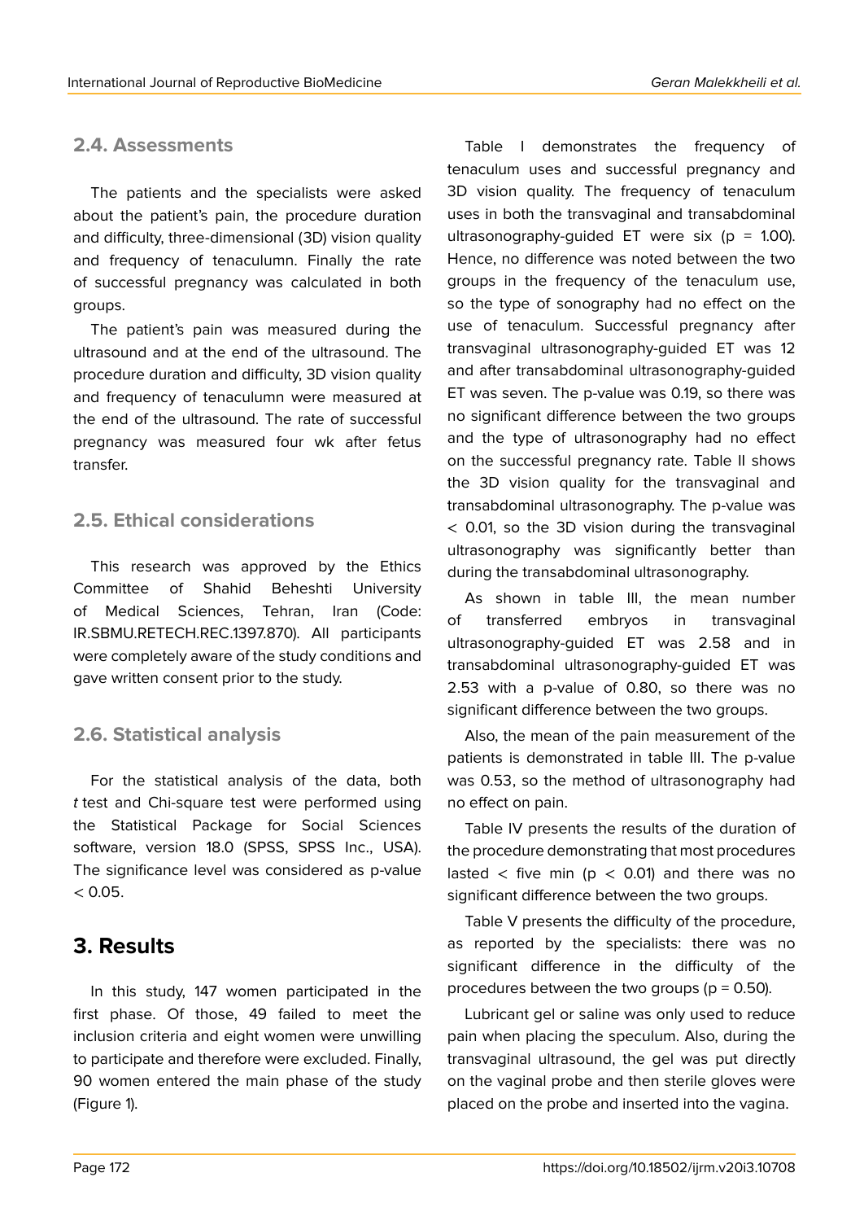### 2.4. Assessments

The patients and the specialists were asked about the patient's pain, the procedure duration and difficulty, three-dimensional (3D) vision quality and frequency of tenaculumn. Finally the rate of successful pregnancy was calculated in both groups.

The patient's pain was measured during the ultrasound and at the end of the ultrasound. The procedure duration and difficulty, 3D vision quality and frequency of tenaculumn were measured at the end of the ultrasound. The rate of successful pregnancy was measured four wk after fetus transfer.

### 2.5. Ethical considerations

This research was approved by the Ethics Committee of Shahid Beheshti University of Medical Sciences, Tehran, Iran (Code: IR.SBMU.RETECH.REC.1397.870). All participants were completely aware of the study conditions and gave written consent prior to the study.

### 2.6. Statistical analysis

For the statistical analysis of the data, both *t* test and Chi-square test were performed using the Statistical Package for Social Sciences software, version 18.0 (SPSS, SPSS Inc., USA). The significance level was considered as p-value < 0.05.

## 3. Results

In this study, 147 women participated in the first phase. Of those, 49 failed to meet the inclusion criteria and eight women were unwilling to participate and therefore were excluded. Finally, 90 women entered the main phase of the study (Figure 1).

Table I demonstrates the frequency of tenaculum uses and successful pregnancy and 3D vision quality. The frequency of tenaculum uses in both the transvaginal and transabdominal ultrasonography-guided ET were six (p = 1.00). Hence, no difference was noted between the two groups in the frequency of the tenaculum use, so the type of sonography had no effect on the use of tenaculum. Successful pregnancy after transvaginal ultrasonography-guided ET was 12 and after transabdominal ultrasonography-guided ET was seven. The p-value was 0.19, so there was no significant difference between the two groups and the type of ultrasonography had no effect on the successful pregnancy rate. Table II shows the 3D vision quality for the transvaginal and transabdominal ultrasonography. The p-value was < 0.01, so the 3D vision during the transvaginal ultrasonography was significantly better than during the transabdominal ultrasonography.

As shown in table III, the mean number of transferred embryos in transvaginal ultrasonography-guided ET was 2.58 and in transabdominal ultrasonography-guided ET was 2.53 with a p-value of 0.80, so there was no significant difference between the two groups.

Also, the mean of the pain measurement of the patients is demonstrated in table III. The p-value was 0.53, so the method of ultrasonography had no effect on pain.

Table IV presents the results of the duration of the procedure demonstrating that most procedures lasted < five min (p < 0.01) and there was no significant difference between the two groups.

Table V presents the difficulty of the procedure, as reported by the specialists: there was no significant difference in the difficulty of the procedures between the two groups (p = 0.50).

Lubricant gel or saline was only used to reduce pain when placing the speculum. Also, during the transvaginal ultrasound, the gel was put directly on the vaginal probe and then sterile gloves were placed on the probe and inserted into the vagina.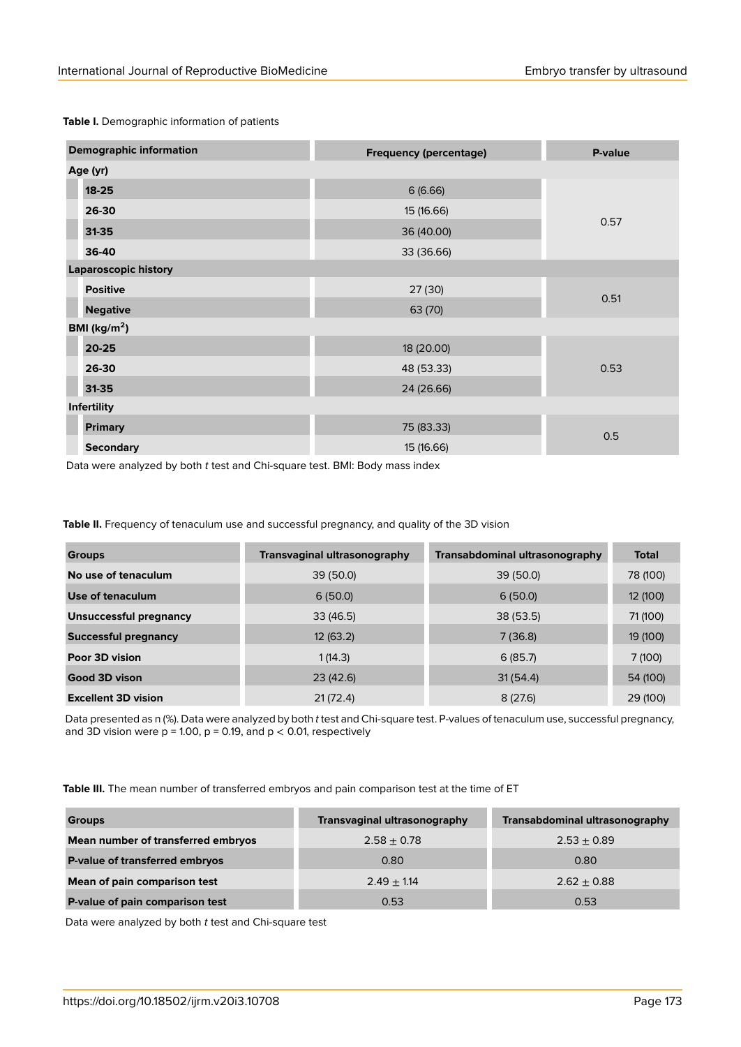**Table I.** Demographic information of patients

| Demographic information | Frequency (percentage) | P-value |
| --- | --- | --- |
| **Age (yr)** | | |
| 18-25 | 6 (6.66) | 0.57 |
| 26-30 | 15 (16.66) | |
| 31-35 | 36 (40.00) | |
| 36-40 | 33 (36.66) | |
| **Laparoscopic history** | | |
| Positive | 27 (30) | 0.51 |
| Negative | 63 (70) | |
| **BMI (kg/m$^2$)** | | |
| 20-25 | 18 (20.00) | 0.53 |
| 26-30 | 48 (53.33) | |
| 31-35 | 24 (26.66) | |
| **Infertility** | | |
| Primary | 75 (83.33) | 0.5 |
| Secondary | 15 (16.66) | |

Data were analyzed by both *t* test and Chi-square test. BMI: Body mass index

**Table II.** Frequency of tenaculum use and successful pregnancy, and quality of the 3D vision

| Groups | Transvaginal ultrasonography | Transabdominal ultrasonography | Total |
| --- | --- | --- | --- |
| No use of tenaculum | 39 (50.0) | 39 (50.0) | 78 (100) |
| Use of tenaculum | 6 (50.0) | 6 (50.0) | 12 (100) |
| Unsuccessful pregnancy | 33 (46.5) | 38 (53.5) | 71 (100) |
| Successful pregnancy | 12 (63.2) | 7 (36.8) | 19 (100) |
| Poor 3D vision | 1 (14.3) | 6 (85.7) | 7 (100) |
| Good 3D vison | 23 (42.6) | 31 (54.4) | 54 (100) |
| Excellent 3D vision | 21 (72.4) | 8 (27.6) | 29 (100) |

Data presented as n (%). Data were analyzed by both *t* test and Chi-square test. P-values of tenaculum use, successful pregnancy, and 3D vision were $p = 1.00$, $p = 0.19$, and $p < 0.01$, respectively

**Table III.** The mean number of transferred embryos and pain comparison test at the time of ET

| Groups | Transvaginal ultrasonography | Transabdominal ultrasonography |
| --- | --- | --- |
| Mean number of transferred embryos | $2.58 \pm 0.78$ | $2.53 \pm 0.89$ |
| P-value of transferred embryos | 0.80 | 0.80 |
| Mean of pain comparison test | $2.49 \pm 1.14$ | $2.62 \pm 0.88$ |
| P-value of pain comparison test | 0.53 | 0.53 |

Data were analyzed by both *t* test and Chi-square test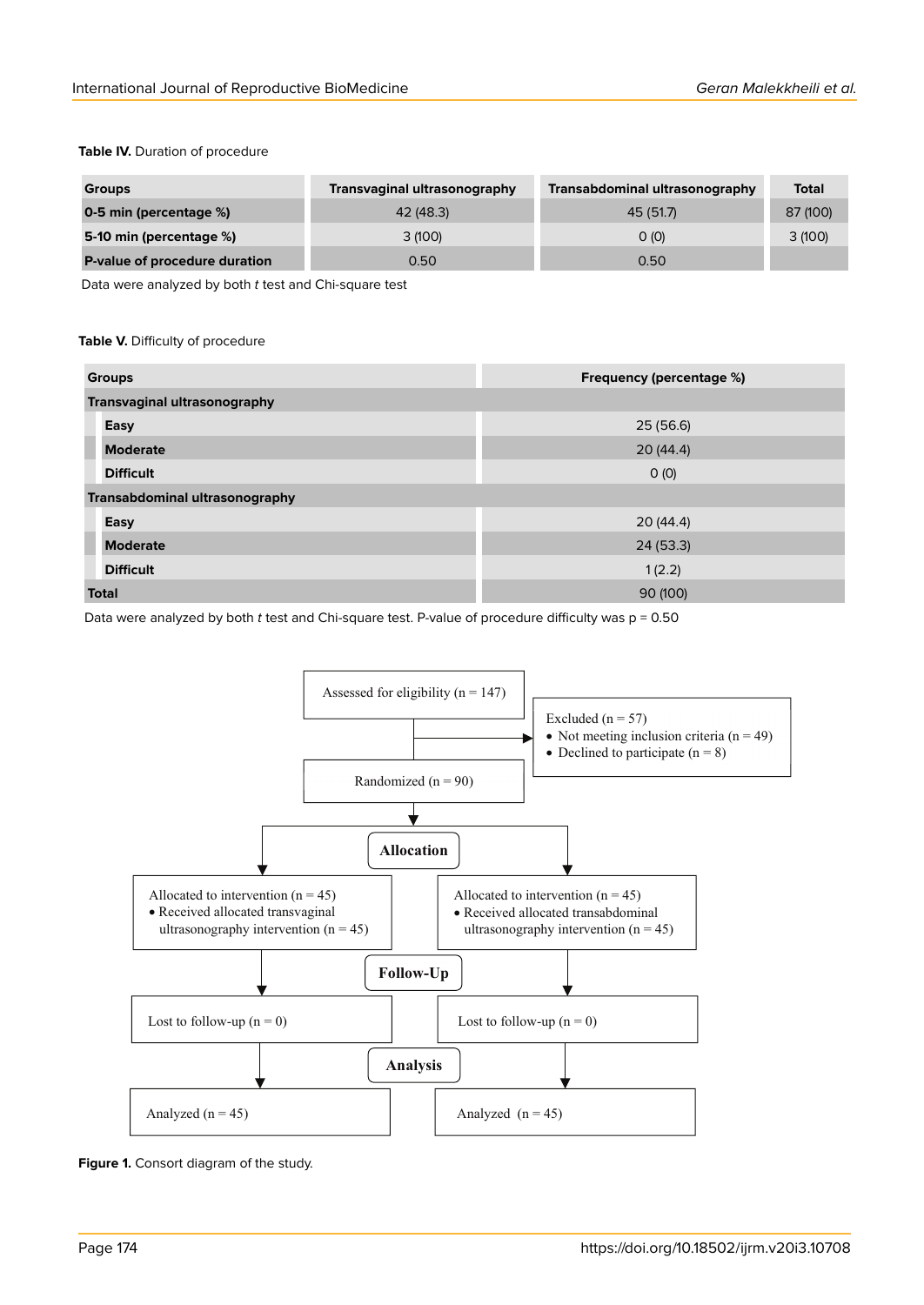**Table IV.** Duration of procedure

| Groups | Transvaginal ultrasonography | Transabdominal ultrasonography | Total |
|---|---|---|---|
| **0-5 min (percentage %)** | 42 (48.3) | 45 (51.7) | 87 (100) |
| **5-10 min (percentage %)** | 3 (100) | 0 (0) | 3 (100) |
| **P-value of procedure duration** | 0.50 | 0.50 | |

Data were analyzed by both *t* test and Chi-square test

**Table V.** Difficulty of procedure

| Groups | Frequency (percentage %) |
|---|---|
| **Transvaginal ultrasonography** | |
| **Easy** | 25 (56.6) |
| **Moderate** | 20 (44.4) |
| **Difficult** | 0 (0) |
| **Transabdominal ultrasonography** | |
| **Easy** | 20 (44.4) |
| **Moderate** | 24 (53.3) |
| **Difficult** | 1 (2.2) |
| **Total** | 90 (100) |

Data were analyzed by both *t* test and Chi-square test. P-value of procedure difficulty was p = 0.50

Assessed for eligibility (n = 147)

Excluded (n = 57)
- Not meeting inclusion criteria (n = 49)
- Declined to participate (n = 8)

Randomized (n = 90)

**Allocation**

Allocated to intervention (n = 45)
- Received allocated transvaginal ultrasonography intervention (n = 45)

Allocated to intervention (n = 45)
- Received allocated transabdominal ultrasonography intervention (n = 45)

**Follow-Up**

Lost to follow-up (n = 0)

Lost to follow-up (n = 0)

**Analysis**

Analyzed (n = 45)

Analyzed (n = 45)

**Figure 1.** Consort diagram of the study.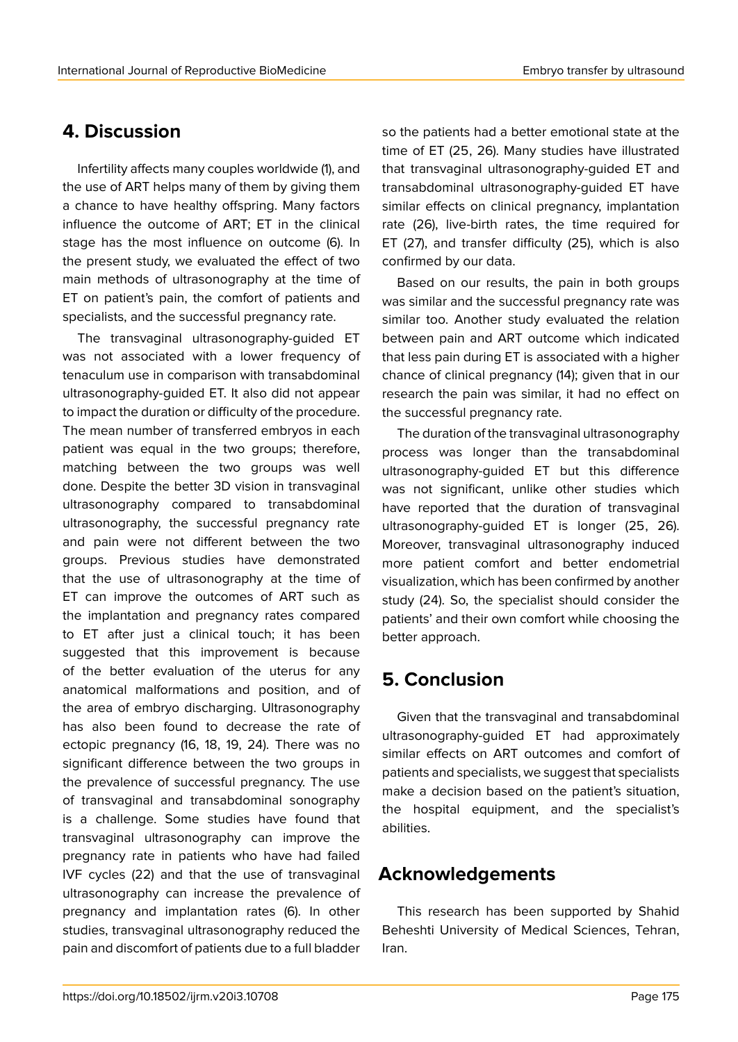## 4. Discussion

Infertility affects many couples worldwide (1), and the use of ART helps many of them by giving them a chance to have healthy offspring. Many factors influence the outcome of ART; ET in the clinical stage has the most influence on outcome (6). In the present study, we evaluated the effect of two main methods of ultrasonography at the time of ET on patient's pain, the comfort of patients and specialists, and the successful pregnancy rate.

The transvaginal ultrasonography-guided ET was not associated with a lower frequency of tenaculum use in comparison with transabdominal ultrasonography-guided ET. It also did not appear to impact the duration or difficulty of the procedure. The mean number of transferred embryos in each patient was equal in the two groups; therefore, matching between the two groups was well done. Despite the better 3D vision in transvaginal ultrasonography compared to transabdominal ultrasonography, the successful pregnancy rate and pain were not different between the two groups. Previous studies have demonstrated that the use of ultrasonography at the time of ET can improve the outcomes of ART such as the implantation and pregnancy rates compared to ET after just a clinical touch; it has been suggested that this improvement is because of the better evaluation of the uterus for any anatomical malformations and position, and of the area of embryo discharging. Ultrasonography has also been found to decrease the rate of ectopic pregnancy (16, 18, 19, 24). There was no significant difference between the two groups in the prevalence of successful pregnancy. The use of transvaginal and transabdominal sonography is a challenge. Some studies have found that transvaginal ultrasonography can improve the pregnancy rate in patients who have had failed IVF cycles (22) and that the use of transvaginal ultrasonography can increase the prevalence of pregnancy and implantation rates (6). In other studies, transvaginal ultrasonography reduced the pain and discomfort of patients due to a full bladder so the patients had a better emotional state at the time of ET (25, 26). Many studies have illustrated that transvaginal ultrasonography-guided ET and transabdominal ultrasonography-guided ET have similar effects on clinical pregnancy, implantation rate (26), live-birth rates, the time required for ET (27), and transfer difficulty (25), which is also confirmed by our data.

Based on our results, the pain in both groups was similar and the successful pregnancy rate was similar too. Another study evaluated the relation between pain and ART outcome which indicated that less pain during ET is associated with a higher chance of clinical pregnancy (14); given that in our research the pain was similar, it had no effect on the successful pregnancy rate.

The duration of the transvaginal ultrasonography process was longer than the transabdominal ultrasonography-guided ET but this difference was not significant, unlike other studies which have reported that the duration of transvaginal ultrasonography-guided ET is longer (25, 26). Moreover, transvaginal ultrasonography induced more patient comfort and better endometrial visualization, which has been confirmed by another study (24). So, the specialist should consider the patients' and their own comfort while choosing the better approach.

## 5. Conclusion

Given that the transvaginal and transabdominal ultrasonography-guided ET had approximately similar effects on ART outcomes and comfort of patients and specialists, we suggest that specialists make a decision based on the patient's situation, the hospital equipment, and the specialist's abilities.

## Acknowledgements

This research has been supported by Shahid Beheshti University of Medical Sciences, Tehran, Iran.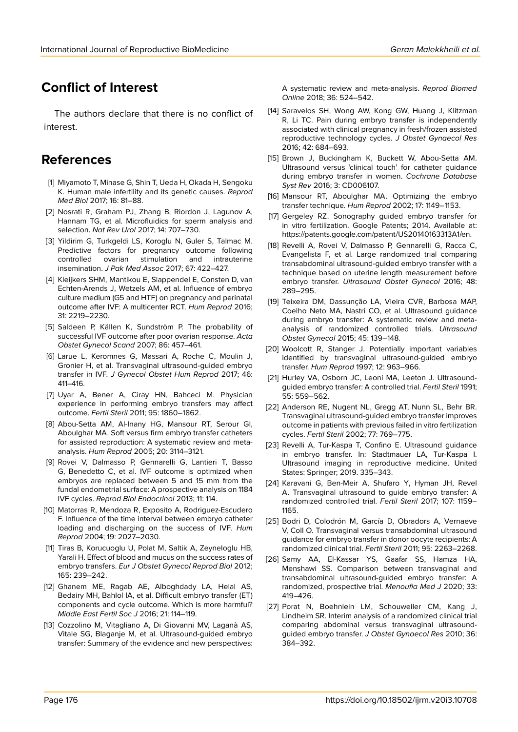## Conflict of Interest

The authors declare that there is no conflict of interest.

## References

[1] Miyamoto T, Minase G, Shin T, Ueda H, Okada H, Sengoku K. Human male infertility and its genetic causes. *Reprod Med Biol* 2017; 16: 81–88.

[2] Nosrati R, Graham PJ, Zhang B, Riordon J, Lagunov A, Hannam TG, et al. Microfluidics for sperm analysis and selection. *Nat Rev Urol* 2017; 14: 707–730.

[3] Yildirim G, Turkgeldi LS, Koroglu N, Guler S, Talmac M. Predictive factors for pregnancy outcome following controlled ovarian stimulation and intrauterine insemination. *J Pak Med Assoc* 2017; 67: 422–427.

[4] Kleijkers SHM, Mantikou E, Slappendel E, Consten D, van Echten-Arends J, Wetzels AM, et al. Influence of embryo culture medium (G5 and HTF) on pregnancy and perinatal outcome after IVF: A multicenter RCT. *Hum Reprod* 2016; 31: 2219–2230.

[5] Saldeen P, Källen K, Sundström P. The probability of successful IVF outcome after poor ovarian response. *Acta Obstet Gynecol Scand* 2007; 86: 457–461.

[6] Larue L, Keromnes G, Massari A, Roche C, Moulin J, Gronier H, et al. Transvaginal ultrasound-guided embryo transfer in IVF. *J Gynecol Obstet Hum Reprod* 2017; 46: 411–416.

[7] Uyar A, Bener A, Ciray HN, Bahceci M. Physician experience in performing embryo transfers may affect outcome. *Fertil Steril* 2011; 95: 1860–1862.

[8] Abou-Setta AM, Al-Inany HG, Mansour RT, Serour GI, Aboulghar MA. Soft versus firm embryo transfer catheters for assisted reproduction: A systematic review and meta-analysis. *Hum Reprod* 2005; 20: 3114–3121.

[9] Rovei V, Dalmasso P, Gennarelli G, Lantieri T, Basso G, Benedetto C, et al. IVF outcome is optimized when embryos are replaced between 5 and 15 mm from the fundal endometrial surface: A prospective analysis on 1184 IVF cycles. *Reprod Biol Endocrinol* 2013; 11: 114.

[10] Matorras R, Mendoza R, Exposito A, Rodriguez-Escudero F. Influence of the time interval between embryo catheter loading and discharging on the success of IVF. *Hum Reprod* 2004; 19: 2027–2030.

[11] Tiras B, Korucuoglu U, Polat M, Saltik A, Zeyneloglu HB, Yarali H. Effect of blood and mucus on the success rates of embryo transfers. *Eur J Obstet Gynecol Reprod Biol* 2012; 165: 239–242.

[12] Ghanem ME, Ragab AE, Alboghdady LA, Helal AS, Bedairy MH, Bahlol IA, et al. Difficult embryo transfer (ET) components and cycle outcome. Which is more harmful? *Middle East Fertil Soc J* 2016; 21: 114–119.

[13] Cozzolino M, Vitagliano A, Di Giovanni MV, Laganà AS, Vitale SG, Blaganje M, et al. Ultrasound-guided embryo transfer: Summary of the evidence and new perspectives: A systematic review and meta-analysis. *Reprod Biomed Online* 2018; 36: 524–542.

[14] Saravelos SH, Wong AW, Kong GW, Huang J, Klitzman R, Li TC. Pain during embryo transfer is independently associated with clinical pregnancy in fresh/frozen assisted reproductive technology cycles. *J Obstet Gynaecol Res* 2016; 42: 684–693.

[15] Brown J, Buckingham K, Buckett W, Abou-Setta AM. Ultrasound versus 'clinical touch' for catheter guidance during embryo transfer in women. *Cochrane Database Syst Rev* 2016; 3: CD006107.

[16] Mansour RT, Aboulghar MA. Optimizing the embryo transfer technique. *Hum Reprod* 2002; 17: 1149–1153.

[17] Gergeley RZ. Sonography guided embryo transfer for in vitro fertilization. Google Patents; 2014. Available at: https://patents.google.com/patent/US20140163313A1/en.

[18] Revelli A, Rovei V, Dalmasso P, Gennarelli G, Racca C, Evangelista F, et al. Large randomized trial comparing transabdominal ultrasound-guided embryo transfer with a technique based on uterine length measurement before embryo transfer. *Ultrasound Obstet Gynecol* 2016; 48: 289–295.

[19] Teixeira DM, Dassunção LA, Vieira CVR, Barbosa MAP, Coelho Neto MA, Nastri CO, et al. Ultrasound guidance during embryo transfer: A systematic review and meta-analysis of randomized controlled trials. *Ultrasound Obstet Gynecol* 2015; 45: 139–148.

[20] Woolcott R, Stanger J. Potentially important variables identified by transvaginal ultrasound-guided embryo transfer. *Hum Reprod* 1997; 12: 963–966.

[21] Hurley VA, Osborn JC, Leoni MA, Leeton J. Ultrasound-guided embryo transfer: A controlled trial. *Fertil Steril* 1991; 55: 559–562.

[22] Anderson RE, Nugent NL, Gregg AT, Nunn SL, Behr BR. Transvaginal ultrasound-guided embryo transfer improves outcome in patients with previous failed in vitro fertilization cycles. *Fertil Steril* 2002; 77: 769–775.

[23] Revelli A, Tur-Kaspa T, Confino E. Ultrasound guidance in embryo transfer. In: Stadtmauer LA, Tur-Kaspa I. Ultrasound imaging in reproductive medicine. United States: Springer; 2019. 335–343.

[24] Karavani G, Ben-Meir A, Shufaro Y, Hyman JH, Revel A. Transvaginal ultrasound to guide embryo transfer: A randomized controlled trial. *Fertil Steril* 2017; 107: 1159–1165.

[25] Bodri D, Colodrón M, García D, Obradors A, Vernaeve V, Coll O. Transvaginal versus transabdominal ultrasound guidance for embryo transfer in donor oocyte recipients: A randomized clinical trial. *Fertil Steril* 2011; 95: 2263–2268.

[26] Samy AA, El-Kassar YS, Gaafar SS, Hamza HA, Menshawi SS. Comparison between transvaginal and transabdominal ultrasound-guided embryo transfer: A randomized, prospective trial. *Menoufia Med J* 2020; 33: 419–426.

[27] Porat N, Boehnlein LM, Schouweiler CM, Kang J, Lindheim SR. Interim analysis of a randomized clinical trial comparing abdominal versus transvaginal ultrasound-guided embryo transfer. *J Obstet Gynaecol Res* 2010; 36: 384–392.